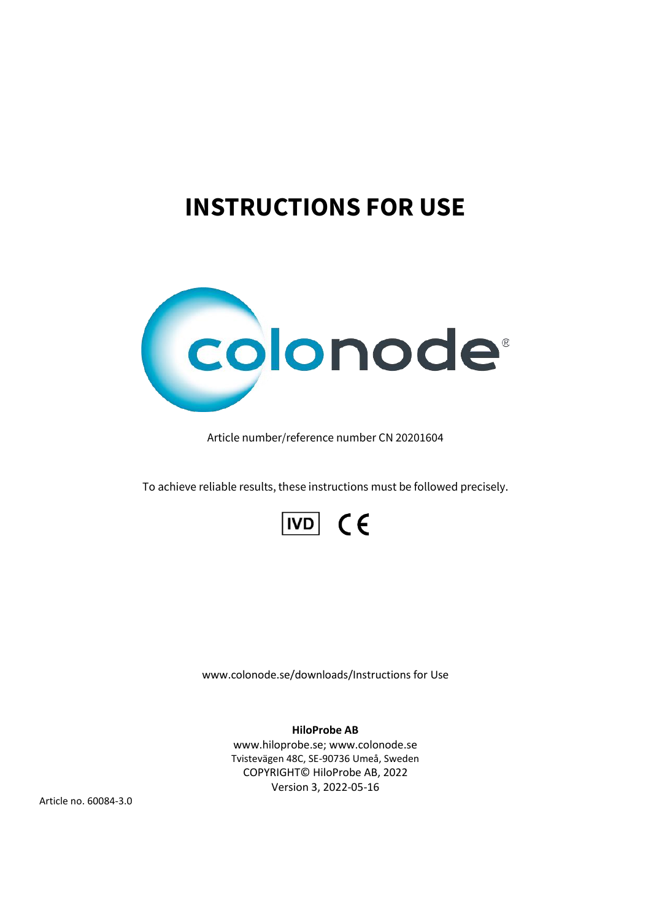# INSTRUCTIONS FOR USE

colonode®

Article number/reference number CN 20201604

To achieve reliable results, these instructions must be followed precisely.

IVD CE

www.colonode.se/downloads/Instructions for Use

**HiloProbe AB**
www.hiloprobe.se; www.colonode.se
Tvistevägen 48C, SE-90736 Umeå, Sweden
COPYRIGHT© HiloProbe AB, 2022
Version 3, 2022-05-16

Article no. 60084-3.0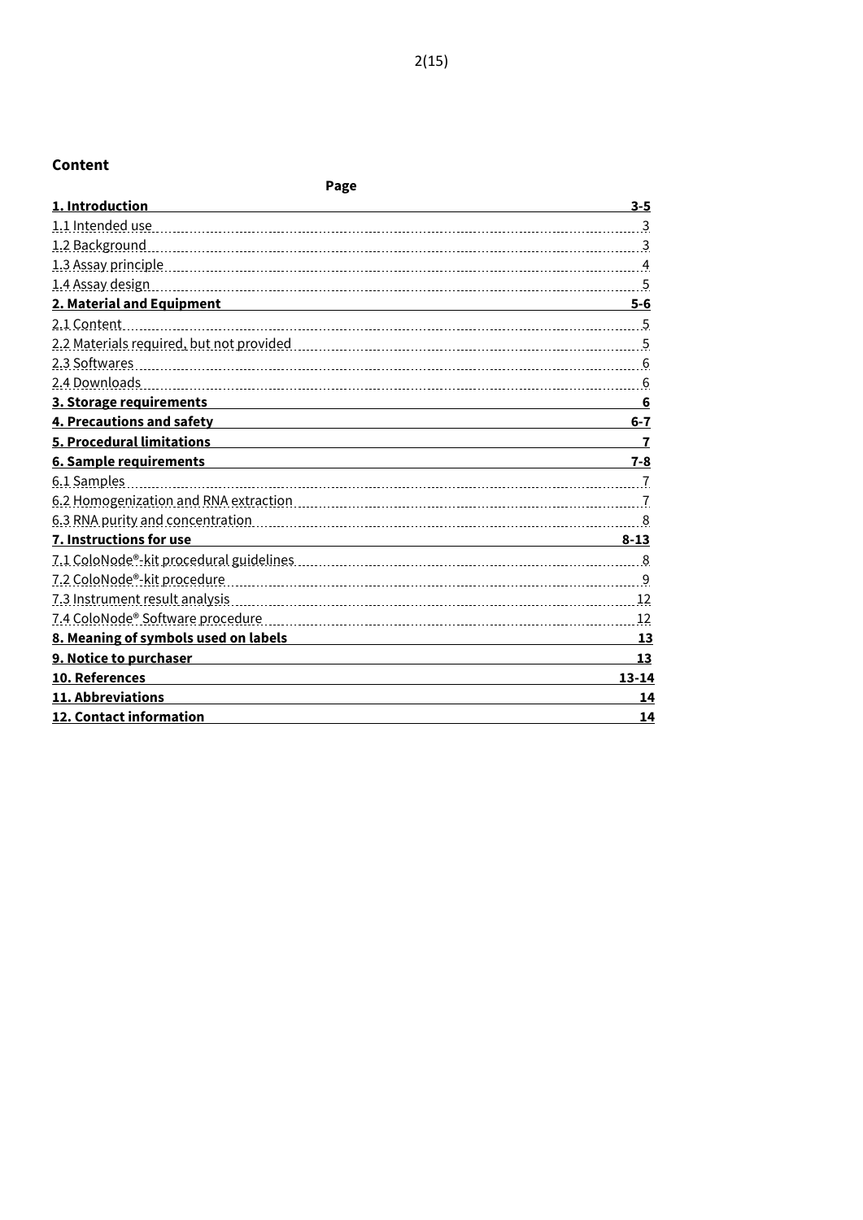**Content**

| | Page |
|---|---|
| **1. Introduction** | **3-5** |
| 1.1 Intended use | 3 |
| 1.2 Background | 3 |
| 1.3 Assay principle | 4 |
| 1.4 Assay design | 5 |
| **2. Material and Equipment** | **5-6** |
| 2.1 Content | 5 |
| 2.2 Materials required, but not provided | 5 |
| 2.3 Softwares | 6 |
| 2.4 Downloads | 6 |
| **3. Storage requirements** | **6** |
| **4. Precautions and safety** | **6-7** |
| **5. Procedural limitations** | **7** |
| **6. Sample requirements** | **7-8** |
| 6.1 Samples | 7 |
| 6.2 Homogenization and RNA extraction | 7 |
| 6.3 RNA purity and concentration | 8 |
| **7. Instructions for use** | **8-13** |
| 7.1 ColoNode®-kit procedural guidelines | 8 |
| 7.2 ColoNode®-kit procedure | 9 |
| 7.3 Instrument result analysis | 12 |
| 7.4 ColoNode® Software procedure | 12 |
| **8. Meaning of symbols used on labels** | **13** |
| **9. Notice to purchaser** | **13** |
| **10. References** | **13-14** |
| **11. Abbreviations** | **14** |
| **12. Contact information** | **14** |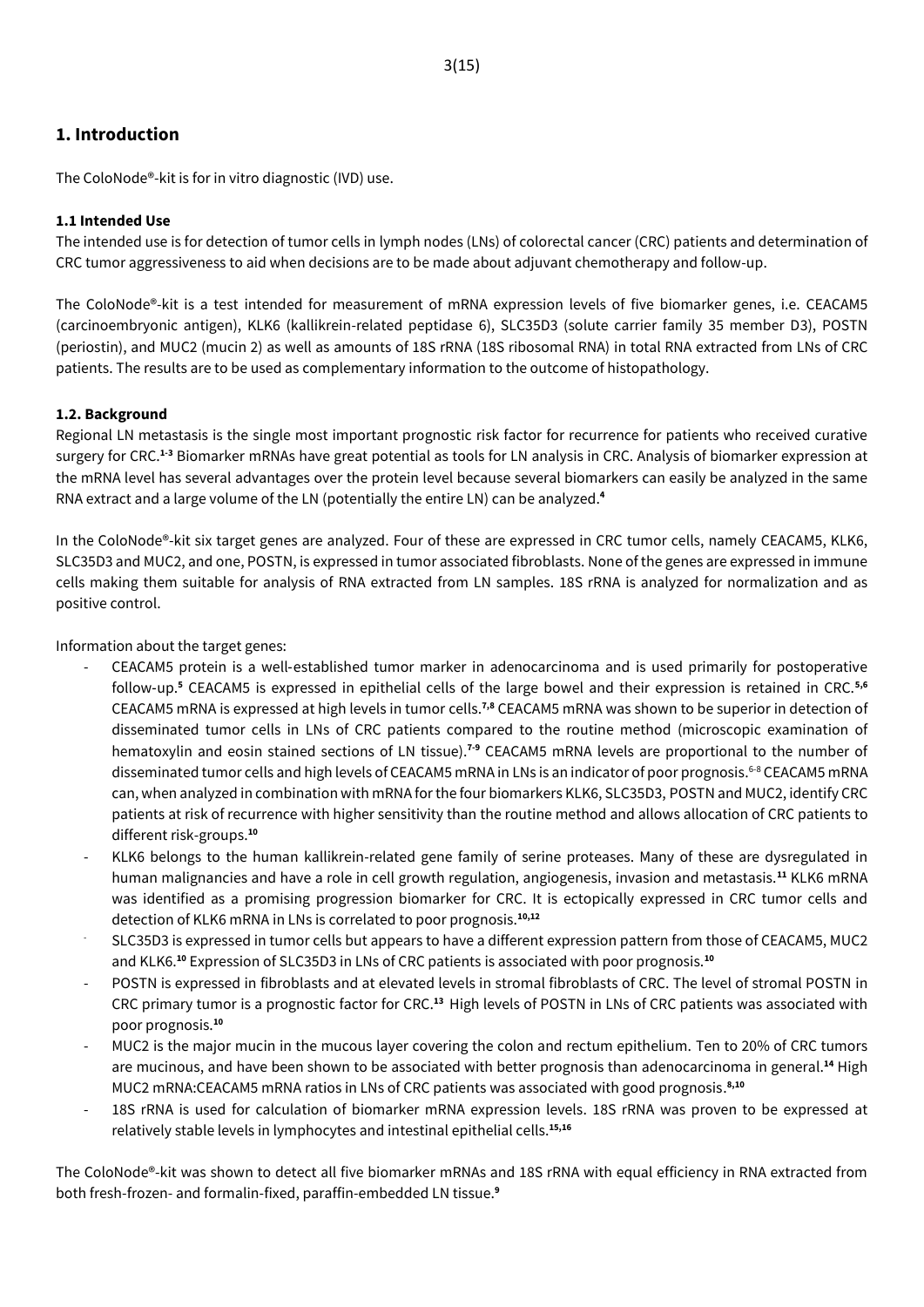## 1. Introduction

The ColoNode®-kit is for in vitro diagnostic (IVD) use.

### 1.1 Intended Use

The intended use is for detection of tumor cells in lymph nodes (LNs) of colorectal cancer (CRC) patients and determination of CRC tumor aggressiveness to aid when decisions are to be made about adjuvant chemotherapy and follow-up.

The ColoNode®-kit is a test intended for measurement of mRNA expression levels of five biomarker genes, i.e. CEACAM5 (carcinoembryonic antigen), KLK6 (kallikrein-related peptidase 6), SLC35D3 (solute carrier family 35 member D3), POSTN (periostin), and MUC2 (mucin 2) as well as amounts of 18S rRNA (18S ribosomal RNA) in total RNA extracted from LNs of CRC patients. The results are to be used as complementary information to the outcome of histopathology.

### 1.2. Background

Regional LN metastasis is the single most important prognostic risk factor for recurrence for patients who received curative surgery for CRC.[1-3] Biomarker mRNAs have great potential as tools for LN analysis in CRC. Analysis of biomarker expression at the mRNA level has several advantages over the protein level because several biomarkers can easily be analyzed in the same RNA extract and a large volume of the LN (potentially the entire LN) can be analyzed.[4]

In the ColoNode®-kit six target genes are analyzed. Four of these are expressed in CRC tumor cells, namely CEACAM5, KLK6, SLC35D3 and MUC2, and one, POSTN, is expressed in tumor associated fibroblasts. None of the genes are expressed in immune cells making them suitable for analysis of RNA extracted from LN samples. 18S rRNA is analyzed for normalization and as positive control.

Information about the target genes:

- CEACAM5 protein is a well-established tumor marker in adenocarcinoma and is used primarily for postoperative follow-up.[5] CEACAM5 is expressed in epithelial cells of the large bowel and their expression is retained in CRC.[5,6] CEACAM5 mRNA is expressed at high levels in tumor cells.[7,8] CEACAM5 mRNA was shown to be superior in detection of disseminated tumor cells in LNs of CRC patients compared to the routine method (microscopic examination of hematoxylin and eosin stained sections of LN tissue).[7-9] CEACAM5 mRNA levels are proportional to the number of disseminated tumor cells and high levels of CEACAM5 mRNA in LNs is an indicator of poor prognosis.[6-8] CEACAM5 mRNA can, when analyzed in combination with mRNA for the four biomarkers KLK6, SLC35D3, POSTN and MUC2, identify CRC patients at risk of recurrence with higher sensitivity than the routine method and allows allocation of CRC patients to different risk-groups.[10]
- KLK6 belongs to the human kallikrein-related gene family of serine proteases. Many of these are dysregulated in human malignancies and have a role in cell growth regulation, angiogenesis, invasion and metastasis.[11] KLK6 mRNA was identified as a promising progression biomarker for CRC. It is ectopically expressed in CRC tumor cells and detection of KLK6 mRNA in LNs is correlated to poor prognosis.[10,12]
- SLC35D3 is expressed in tumor cells but appears to have a different expression pattern from those of CEACAM5, MUC2 and KLK6.[10] Expression of SLC35D3 in LNs of CRC patients is associated with poor prognosis.[10]
- POSTN is expressed in fibroblasts and at elevated levels in stromal fibroblasts of CRC. The level of stromal POSTN in CRC primary tumor is a prognostic factor for CRC.[13] High levels of POSTN in LNs of CRC patients was associated with poor prognosis.[10]
- MUC2 is the major mucin in the mucous layer covering the colon and rectum epithelium. Ten to 20% of CRC tumors are mucinous, and have been shown to be associated with better prognosis than adenocarcinoma in general.[14] High MUC2 mRNA:CEACAM5 mRNA ratios in LNs of CRC patients was associated with good prognosis.[8,10]
- 18S rRNA is used for calculation of biomarker mRNA expression levels. 18S rRNA was proven to be expressed at relatively stable levels in lymphocytes and intestinal epithelial cells.[15,16]

The ColoNode®-kit was shown to detect all five biomarker mRNAs and 18S rRNA with equal efficiency in RNA extracted from both fresh-frozen- and formalin-fixed, paraffin-embedded LN tissue.[9]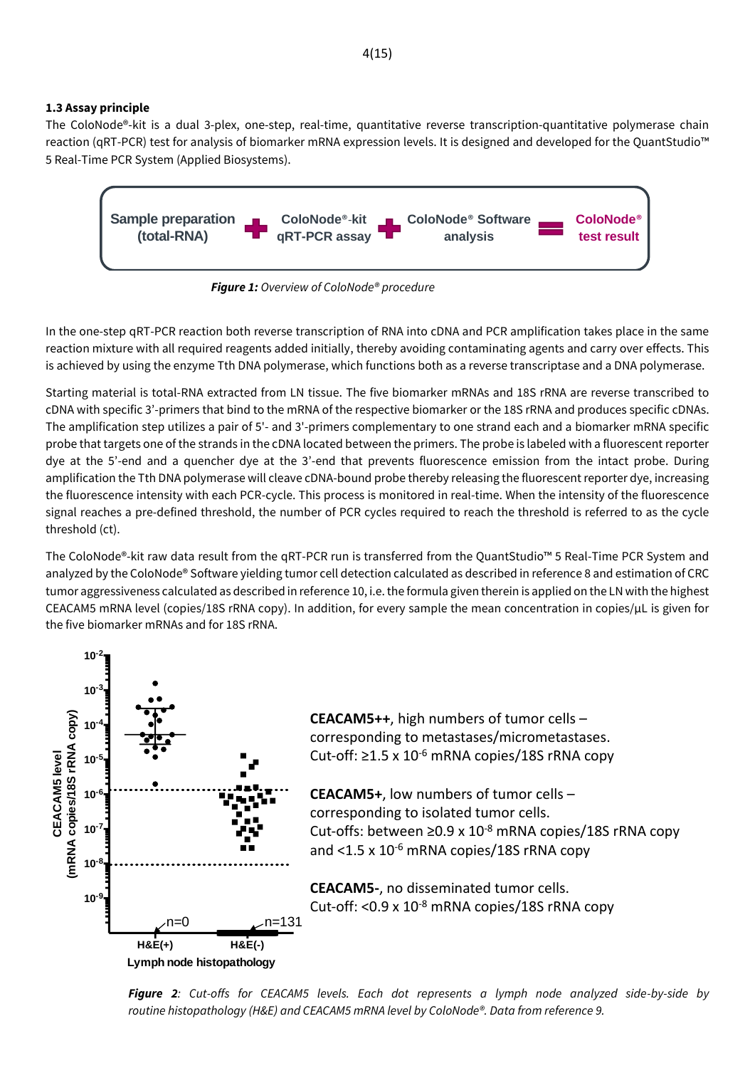### 1.3 Assay principle

The ColoNode®-kit is a dual 3-plex, one-step, real-time, quantitative reverse transcription-quantitative polymerase chain reaction (qRT-PCR) test for analysis of biomarker mRNA expression levels. It is designed and developed for the QuantStudio™ 5 Real-Time PCR System (Applied Biosystems).

Sample preparation (total-RNA) + ColoNode®-kit qRT-PCR assay + ColoNode® Software analysis = ColoNode® test result

***Figure 1:*** *Overview of ColoNode® procedure*

In the one-step qRT-PCR reaction both reverse transcription of RNA into cDNA and PCR amplification takes place in the same reaction mixture with all required reagents added initially, thereby avoiding contaminating agents and carry over effects. This is achieved by using the enzyme Tth DNA polymerase, which functions both as a reverse transcriptase and a DNA polymerase.

Starting material is total-RNA extracted from LN tissue. The five biomarker mRNAs and 18S rRNA are reverse transcribed to cDNA with specific 3'-primers that bind to the mRNA of the respective biomarker or the 18S rRNA and produces specific cDNAs. The amplification step utilizes a pair of 5'- and 3'-primers complementary to one strand each and a biomarker mRNA specific probe that targets one of the strands in the cDNA located between the primers. The probe is labeled with a fluorescent reporter dye at the 5'-end and a quencher dye at the 3'-end that prevents fluorescence emission from the intact probe. During amplification the Tth DNA polymerase will cleave cDNA-bound probe thereby releasing the fluorescent reporter dye, increasing the fluorescence intensity with each PCR-cycle. This process is monitored in real-time. When the intensity of the fluorescence signal reaches a pre-defined threshold, the number of PCR cycles required to reach the threshold is referred to as the cycle threshold (ct).

The ColoNode®-kit raw data result from the qRT-PCR run is transferred from the QuantStudio™ 5 Real-Time PCR System and analyzed by the ColoNode® Software yielding tumor cell detection calculated as described in reference 8 and estimation of CRC tumor aggressiveness calculated as described in reference 10, i.e. the formula given therein is applied on the LN with the highest CEACAM5 mRNA level (copies/18S rRNA copy). In addition, for every sample the mean concentration in copies/µL is given for the five biomarker mRNAs and for 18S rRNA.

**CEACAM5++**, high numbers of tumor cells – corresponding to metastases/micrometastases. Cut-off: ≥1.5 x $10^{-6}$ mRNA copies/18S rRNA copy

**CEACAM5+**, low numbers of tumor cells – corresponding to isolated tumor cells. Cut-offs: between ≥0.9 x $10^{-8}$ mRNA copies/18S rRNA copy and <1.5 x $10^{-6}$ mRNA copies/18S rRNA copy

**CEACAM5-**, no disseminated tumor cells. Cut-off: <0.9 x $10^{-8}$ mRNA copies/18S rRNA copy

***Figure 2****: Cut-offs for CEACAM5 levels. Each dot represents a lymph node analyzed side-by-side by routine histopathology (H&E) and CEACAM5 mRNA level by ColoNode®. Data from reference 9.*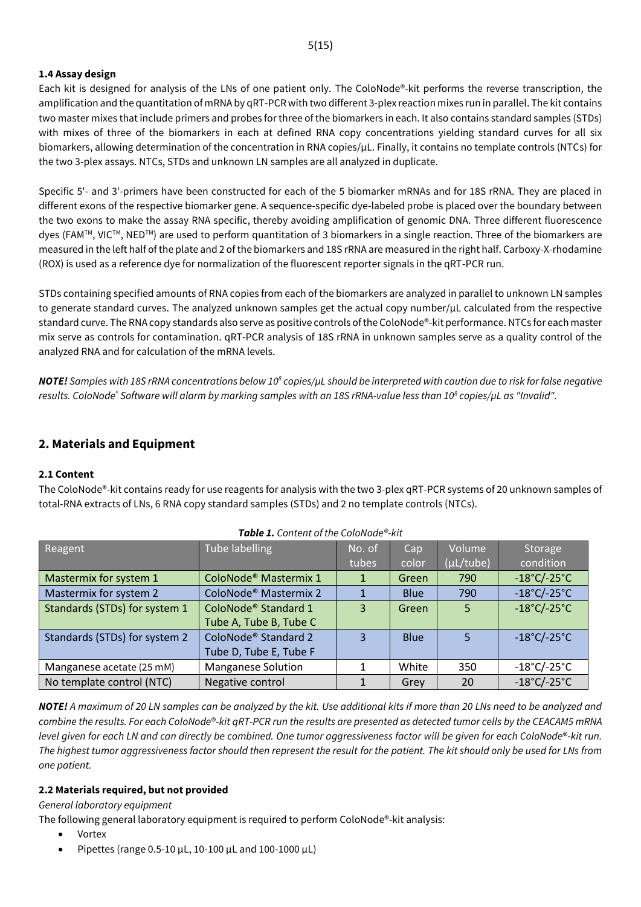### 1.4 Assay design

Each kit is designed for analysis of the LNs of one patient only. The ColoNode®-kit performs the reverse transcription, the amplification and the quantitation of mRNA by qRT-PCR with two different 3-plex reaction mixes run in parallel. The kit contains two master mixes that include primers and probes for three of the biomarkers in each. It also contains standard samples (STDs) with mixes of three of the biomarkers in each at defined RNA copy concentrations yielding standard curves for all six biomarkers, allowing determination of the concentration in RNA copies/µL. Finally, it contains no template controls (NTCs) for the two 3-plex assays. NTCs, STDs and unknown LN samples are all analyzed in duplicate.

Specific 5'- and 3'-primers have been constructed for each of the 5 biomarker mRNAs and for 18S rRNA. They are placed in different exons of the respective biomarker gene. A sequence-specific dye-labeled probe is placed over the boundary between the two exons to make the assay RNA specific, thereby avoiding amplification of genomic DNA. Three different fluorescence dyes (FAM™, VIC™, NED™) are used to perform quantitation of 3 biomarkers in a single reaction. Three of the biomarkers are measured in the left half of the plate and 2 of the biomarkers and 18S rRNA are measured in the right half. Carboxy-X-rhodamine (ROX) is used as a reference dye for normalization of the fluorescent reporter signals in the qRT-PCR run.

STDs containing specified amounts of RNA copies from each of the biomarkers are analyzed in parallel to unknown LN samples to generate standard curves. The analyzed unknown samples get the actual copy number/µL calculated from the respective standard curve. The RNA copy standards also serve as positive controls of the ColoNode®-kit performance. NTCs for each master mix serve as controls for contamination. qRT-PCR analysis of 18S rRNA in unknown samples serve as a quality control of the analyzed RNA and for calculation of the mRNA levels.

***NOTE!*** *Samples with 18S rRNA concentrations below $10^8$ copies/µL should be interpreted with caution due to risk for false negative results. ColoNode® Software will alarm by marking samples with an 18S rRNA-value less than $10^8$ copies/µL as "Invalid".*

## 2. Materials and Equipment

### 2.1 Content

The ColoNode®-kit contains ready for use reagents for analysis with the two 3-plex qRT-PCR systems of 20 unknown samples of total-RNA extracts of LNs, 6 RNA copy standard samples (STDs) and 2 no template controls (NTCs).

***Table 1.*** *Content of the ColoNode®-kit*

| Reagent | Tube labelling | No. of tubes | Cap color | Volume (µL/tube) | Storage condition |
|---|---|---|---|---|---|
| Mastermix for system 1 | ColoNode® Mastermix 1 | 1 | Green | 790 | -18°C/-25°C |
| Mastermix for system 2 | ColoNode® Mastermix 2 | 1 | Blue | 790 | -18°C/-25°C |
| Standards (STDs) for system 1 | ColoNode® Standard 1 Tube A, Tube B, Tube C | 3 | Green | 5 | -18°C/-25°C |
| Standards (STDs) for system 2 | ColoNode® Standard 2 Tube D, Tube E, Tube F | 3 | Blue | 5 | -18°C/-25°C |
| Manganese acetate (25 mM) | Manganese Solution | 1 | White | 350 | -18°C/-25°C |
| No template control (NTC) | Negative control | 1 | Grey | 20 | -18°C/-25°C |

***NOTE!*** *A maximum of 20 LN samples can be analyzed by the kit. Use additional kits if more than 20 LNs need to be analyzed and combine the results. For each ColoNode®-kit qRT-PCR run the results are presented as detected tumor cells by the CEACAM5 mRNA level given for each LN and can directly be combined. One tumor aggressiveness factor will be given for each ColoNode®-kit run. The highest tumor aggressiveness factor should then represent the result for the patient. The kit should only be used for LNs from one patient.*

### 2.2 Materials required, but not provided

*General laboratory equipment*

The following general laboratory equipment is required to perform ColoNode®-kit analysis:

- Vortex
- Pipettes (range 0.5-10 µL, 10-100 µL and 100-1000 µL)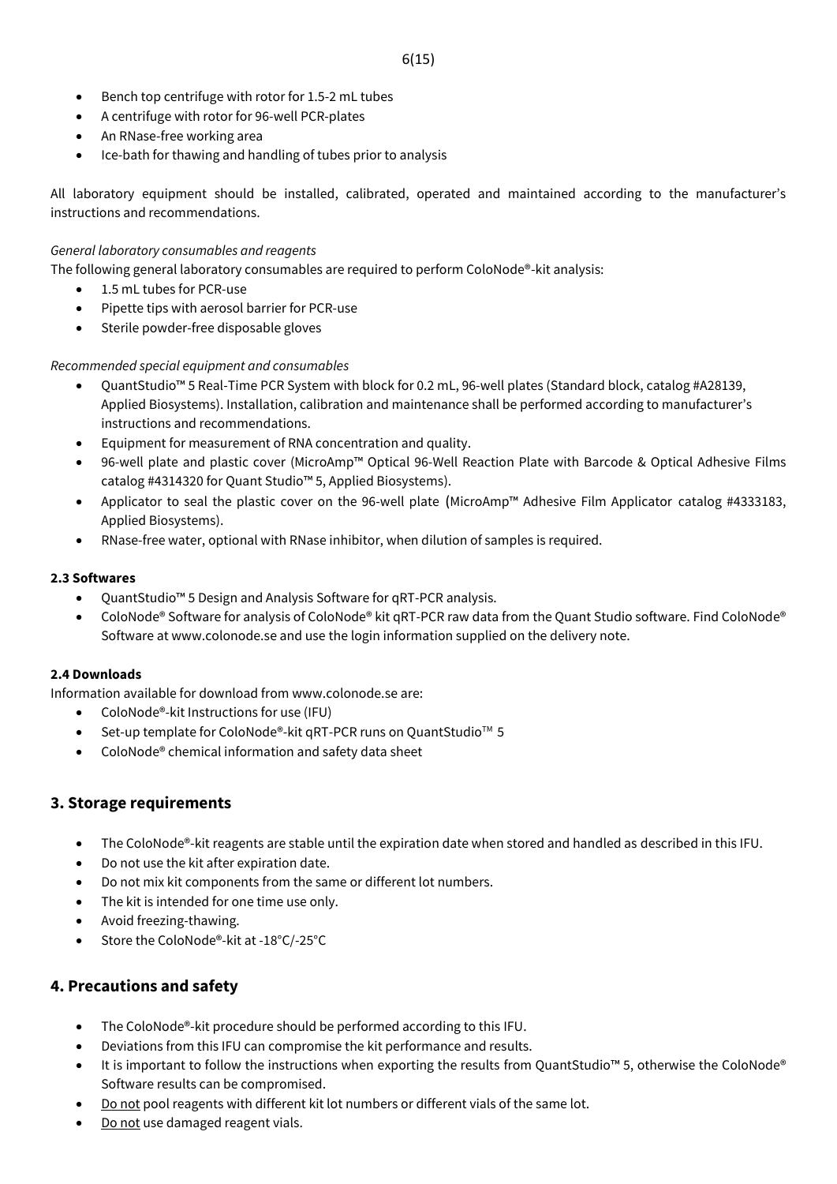- Bench top centrifuge with rotor for 1.5-2 mL tubes
- A centrifuge with rotor for 96-well PCR-plates
- An RNase-free working area
- Ice-bath for thawing and handling of tubes prior to analysis

All laboratory equipment should be installed, calibrated, operated and maintained according to the manufacturer's instructions and recommendations.

*General laboratory consumables and reagents*

The following general laboratory consumables are required to perform ColoNode®-kit analysis:

- 1.5 mL tubes for PCR-use
- Pipette tips with aerosol barrier for PCR-use
- Sterile powder-free disposable gloves

*Recommended special equipment and consumables*

- QuantStudio™ 5 Real-Time PCR System with block for 0.2 mL, 96-well plates (Standard block, catalog #A28139, Applied Biosystems). Installation, calibration and maintenance shall be performed according to manufacturer's instructions and recommendations.
- Equipment for measurement of RNA concentration and quality.
- 96-well plate and plastic cover (MicroAmp™ Optical 96-Well Reaction Plate with Barcode & Optical Adhesive Films catalog #4314320 for Quant Studio™ 5, Applied Biosystems).
- Applicator to seal the plastic cover on the 96-well plate (MicroAmp™ Adhesive Film Applicator catalog #4333183, Applied Biosystems).
- RNase-free water, optional with RNase inhibitor, when dilution of samples is required.

**2.3 Softwares**

- QuantStudio™ 5 Design and Analysis Software for qRT-PCR analysis.
- ColoNode® Software for analysis of ColoNode® kit qRT-PCR raw data from the Quant Studio software. Find ColoNode® Software at www.colonode.se and use the login information supplied on the delivery note.

**2.4 Downloads**

Information available for download from www.colonode.se are:

- ColoNode®-kit Instructions for use (IFU)
- Set-up template for ColoNode®-kit qRT-PCR runs on QuantStudio™ 5
- ColoNode® chemical information and safety data sheet

## 3. Storage requirements

- The ColoNode®-kit reagents are stable until the expiration date when stored and handled as described in this IFU.
- Do not use the kit after expiration date.
- Do not mix kit components from the same or different lot numbers.
- The kit is intended for one time use only.
- Avoid freezing-thawing.
- Store the ColoNode®-kit at -18°C/-25°C

## 4. Precautions and safety

- The ColoNode®-kit procedure should be performed according to this IFU.
- Deviations from this IFU can compromise the kit performance and results.
- It is important to follow the instructions when exporting the results from QuantStudio™ 5, otherwise the ColoNode® Software results can be compromised.
- Do not pool reagents with different kit lot numbers or different vials of the same lot.
- Do not use damaged reagent vials.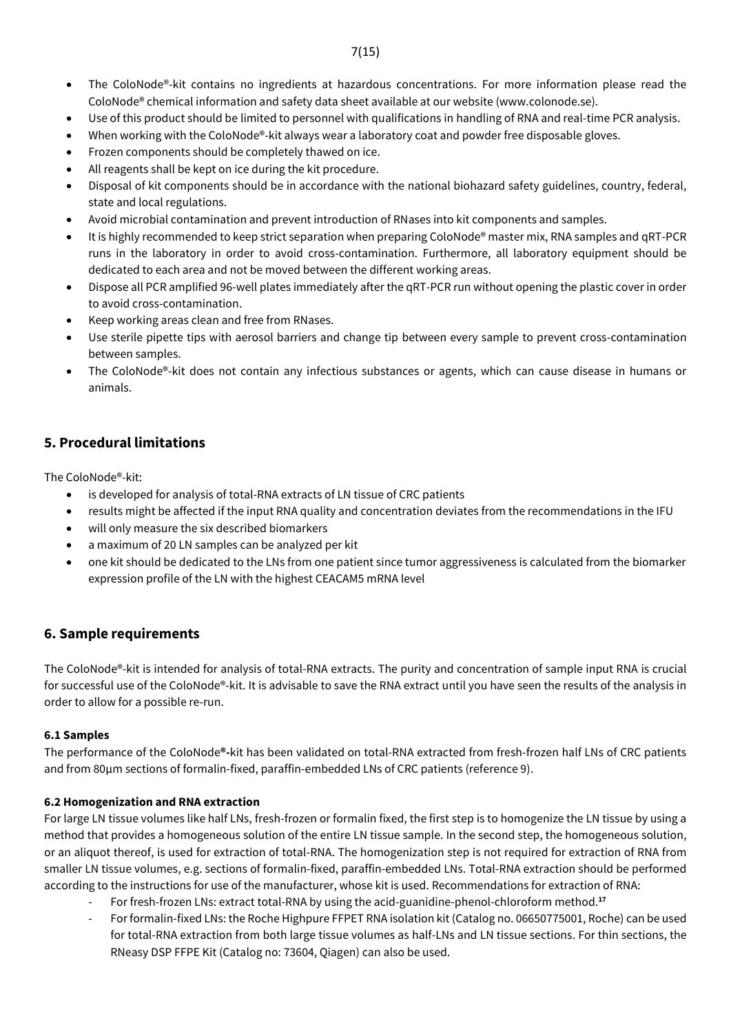- The ColoNode®-kit contains no ingredients at hazardous concentrations. For more information please read the ColoNode® chemical information and safety data sheet available at our website (www.colonode.se).
- Use of this product should be limited to personnel with qualifications in handling of RNA and real-time PCR analysis.
- When working with the ColoNode®-kit always wear a laboratory coat and powder free disposable gloves.
- Frozen components should be completely thawed on ice.
- All reagents shall be kept on ice during the kit procedure.
- Disposal of kit components should be in accordance with the national biohazard safety guidelines, country, federal, state and local regulations.
- Avoid microbial contamination and prevent introduction of RNases into kit components and samples.
- It is highly recommended to keep strict separation when preparing ColoNode® master mix, RNA samples and qRT-PCR runs in the laboratory in order to avoid cross-contamination. Furthermore, all laboratory equipment should be dedicated to each area and not be moved between the different working areas.
- Dispose all PCR amplified 96-well plates immediately after the qRT-PCR run without opening the plastic cover in order to avoid cross-contamination.
- Keep working areas clean and free from RNases.
- Use sterile pipette tips with aerosol barriers and change tip between every sample to prevent cross-contamination between samples.
- The ColoNode®-kit does not contain any infectious substances or agents, which can cause disease in humans or animals.

## 5. Procedural limitations

The ColoNode®-kit:

- is developed for analysis of total-RNA extracts of LN tissue of CRC patients
- results might be affected if the input RNA quality and concentration deviates from the recommendations in the IFU
- will only measure the six described biomarkers
- a maximum of 20 LN samples can be analyzed per kit
- one kit should be dedicated to the LNs from one patient since tumor aggressiveness is calculated from the biomarker expression profile of the LN with the highest CEACAM5 mRNA level

## 6. Sample requirements

The ColoNode®-kit is intended for analysis of total-RNA extracts. The purity and concentration of sample input RNA is crucial for successful use of the ColoNode®-kit. It is advisable to save the RNA extract until you have seen the results of the analysis in order to allow for a possible re-run.

### 6.1 Samples

The performance of the ColoNode®-kit has been validated on total-RNA extracted from fresh-frozen half LNs of CRC patients and from 80µm sections of formalin-fixed, paraffin-embedded LNs of CRC patients (reference 9).

### 6.2 Homogenization and RNA extraction

For large LN tissue volumes like half LNs, fresh-frozen or formalin fixed, the first step is to homogenize the LN tissue by using a method that provides a homogeneous solution of the entire LN tissue sample. In the second step, the homogeneous solution, or an aliquot thereof, is used for extraction of total-RNA. The homogenization step is not required for extraction of RNA from smaller LN tissue volumes, e.g. sections of formalin-fixed, paraffin-embedded LNs. Total-RNA extraction should be performed according to the instructions for use of the manufacturer, whose kit is used. Recommendations for extraction of RNA:

- For fresh-frozen LNs: extract total-RNA by using the acid-guanidine-phenol-chloroform method.[17]
- For formalin-fixed LNs: the Roche Highpure FFPET RNA isolation kit (Catalog no. 06650775001, Roche) can be used for total-RNA extraction from both large tissue volumes as half-LNs and LN tissue sections. For thin sections, the RNeasy DSP FFPE Kit (Catalog no: 73604, Qiagen) can also be used.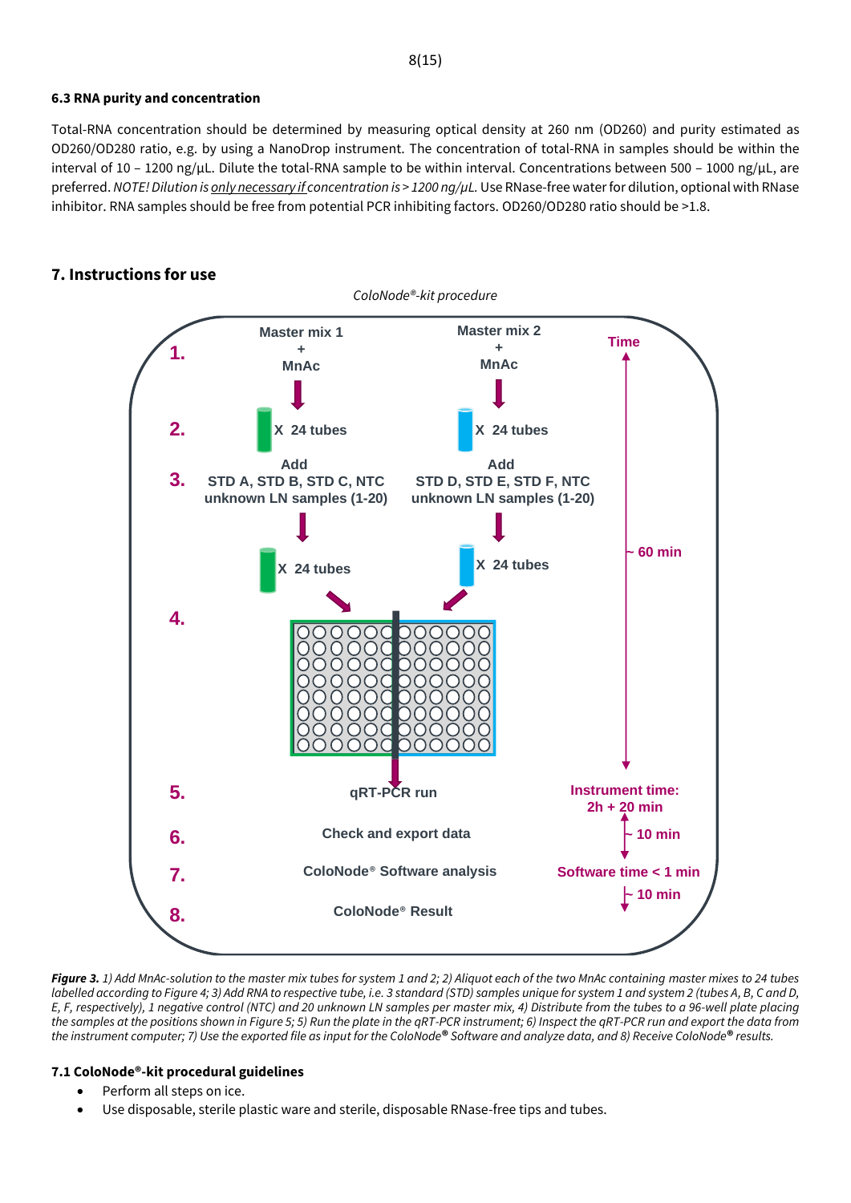### 6.3 RNA purity and concentration

Total-RNA concentration should be determined by measuring optical density at 260 nm (OD260) and purity estimated as OD260/OD280 ratio, e.g. by using a NanoDrop instrument. The concentration of total-RNA in samples should be within the interval of 10 – 1200 ng/µL. Dilute the total-RNA sample to be within interval. Concentrations between 500 – 1000 ng/µL, are preferred. *NOTE! Dilution is only necessary if concentration is > 1200 ng/µL.* Use RNase-free water for dilution, optional with RNase inhibitor. RNA samples should be free from potential PCR inhibiting factors. OD260/OD280 ratio should be >1.8.

## 7. Instructions for use

*ColoNode®-kit procedure*

1. Master mix 1 + MnAc | Master mix 2 + MnAc
2. X 24 tubes | X 24 tubes
3. Add STD A, STD B, STD C, NTC unknown LN samples (1-20) → X 24 tubes | Add STD D, STD E, STD F, NTC unknown LN samples (1-20) → X 24 tubes
4. 96-well plate
5. qRT-PCR run
6. Check and export data
7. ColoNode® Software analysis
8. ColoNode® Result

Time: ~ 60 min (steps 1–4); Instrument time: 2h + 20 min; ~ 10 min; Software time < 1 min; ~ 10 min

**Figure 3.** *1) Add MnAc-solution to the master mix tubes for system 1 and 2; 2) Aliquot each of the two MnAc containing master mixes to 24 tubes labelled according to Figure 4; 3) Add RNA to respective tube, i.e. 3 standard (STD) samples unique for system 1 and system 2 (tubes A, B, C and D, E, F, respectively), 1 negative control (NTC) and 20 unknown LN samples per master mix, 4) Distribute from the tubes to a 96-well plate placing the samples at the positions shown in Figure 5; 5) Run the plate in the qRT-PCR instrument; 6) Inspect the qRT-PCR run and export the data from the instrument computer; 7) Use the exported file as input for the ColoNode® Software and analyze data, and 8) Receive ColoNode® results.*

### 7.1 ColoNode®-kit procedural guidelines

- Perform all steps on ice.
- Use disposable, sterile plastic ware and sterile, disposable RNase-free tips and tubes.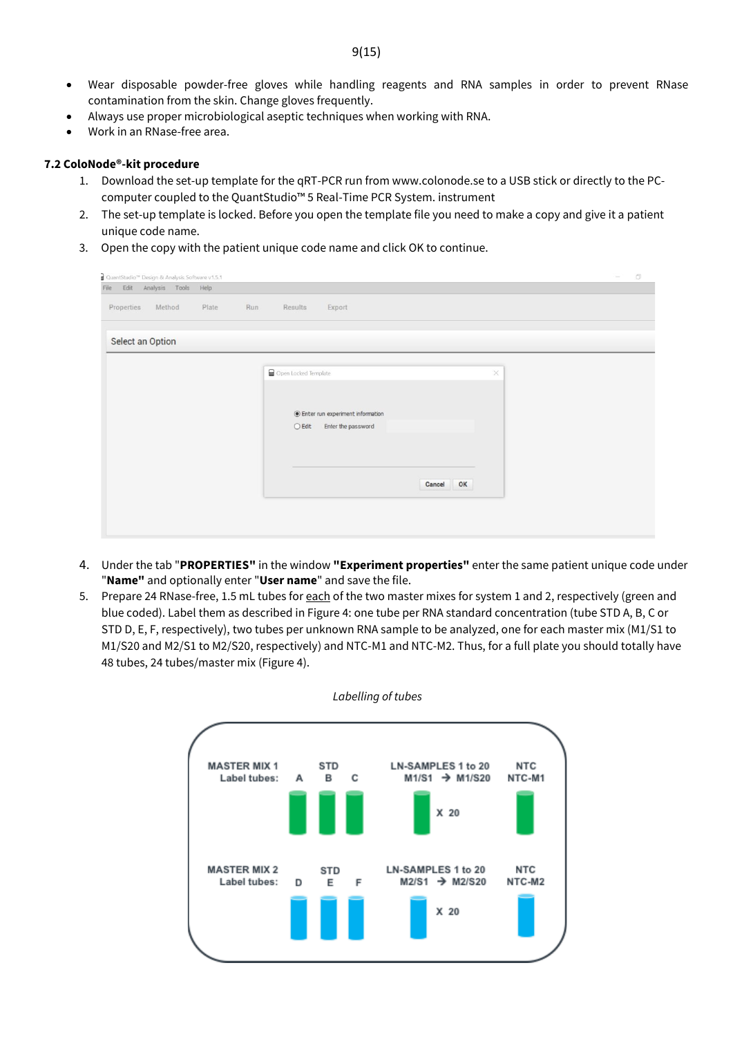- Wear disposable powder-free gloves while handling reagents and RNA samples in order to prevent RNase contamination from the skin. Change gloves frequently.
- Always use proper microbiological aseptic techniques when working with RNA.
- Work in an RNase-free area.

**7.2 ColoNode®-kit procedure**

1. Download the set-up template for the qRT-PCR run from www.colonode.se to a USB stick or directly to the PC-computer coupled to the QuantStudio™ 5 Real-Time PCR System. instrument
2. The set-up template is locked. Before you open the template file you need to make a copy and give it a patient unique code name.
3. Open the copy with the patient unique code name and click OK to continue.

4. Under the tab "**PROPERTIES**" in the window **"Experiment properties"** enter the same patient unique code under "**Name"** and optionally enter "**User name**" and save the file.
5. Prepare 24 RNase-free, 1.5 mL tubes for each of the two master mixes for system 1 and 2, respectively (green and blue coded). Label them as described in Figure 4: one tube per RNA standard concentration (tube STD A, B, C or STD D, E, F, respectively), two tubes per unknown RNA sample to be analyzed, one for each master mix (M1/S1 to M1/S20 and M2/S1 to M2/S20, respectively) and NTC-M1 and NTC-M2. Thus, for a full plate you should totally have 48 tubes, 24 tubes/master mix (Figure 4).

*Labelling of tubes*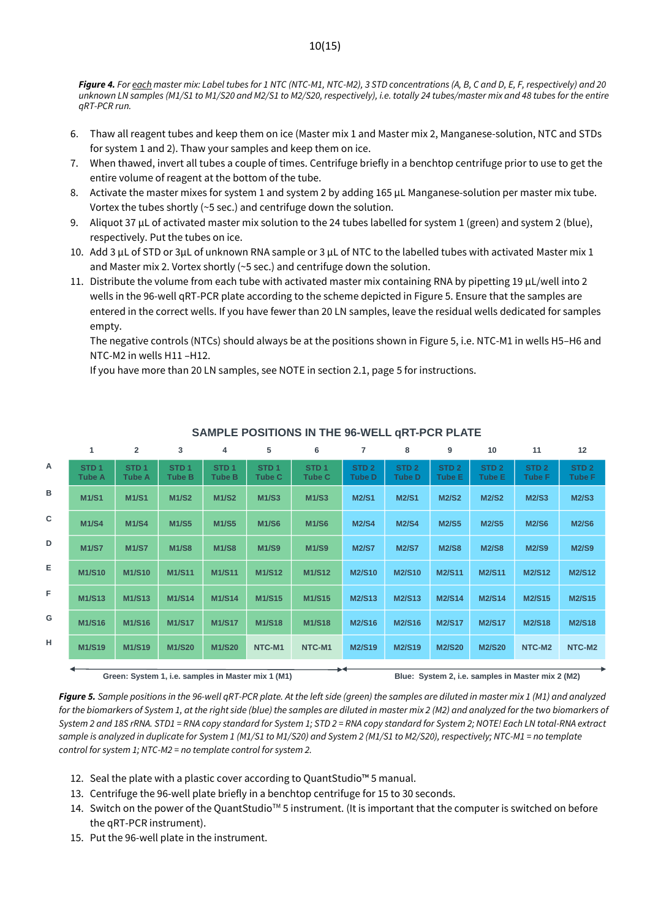***Figure 4.*** *For <u>each</u> master mix: Label tubes for 1 NTC (NTC-M1, NTC-M2), 3 STD concentrations (A, B, C and D, E, F, respectively) and 20 unknown LN samples (M1/S1 to M1/S20 and M2/S1 to M2/S20, respectively), i.e. totally 24 tubes/master mix and 48 tubes for the entire qRT-PCR run.*

6. Thaw all reagent tubes and keep them on ice (Master mix 1 and Master mix 2, Manganese-solution, NTC and STDs for system 1 and 2). Thaw your samples and keep them on ice.
7. When thawed, invert all tubes a couple of times. Centrifuge briefly in a benchtop centrifuge prior to use to get the entire volume of reagent at the bottom of the tube.
8. Activate the master mixes for system 1 and system 2 by adding 165 µL Manganese-solution per master mix tube. Vortex the tubes shortly (~5 sec.) and centrifuge down the solution.
9. Aliquot 37 µL of activated master mix solution to the 24 tubes labelled for system 1 (green) and system 2 (blue), respectively. Put the tubes on ice.
10. Add 3 µL of STD or 3µL of unknown RNA sample or 3 µL of NTC to the labelled tubes with activated Master mix 1 and Master mix 2. Vortex shortly (~5 sec.) and centrifuge down the solution.
11. Distribute the volume from each tube with activated master mix containing RNA by pipetting 19 µL/well into 2 wells in the 96-well qRT-PCR plate according to the scheme depicted in Figure 5. Ensure that the samples are entered in the correct wells. If you have fewer than 20 LN samples, leave the residual wells dedicated for samples empty.
    The negative controls (NTCs) should always be at the positions shown in Figure 5, i.e. NTC-M1 in wells H5–H6 and NTC-M2 in wells H11 –H12.
    If you have more than 20 LN samples, see NOTE in section 2.1, page 5 for instructions.

**SAMPLE POSITIONS IN THE 96-WELL qRT-PCR PLATE**

| | 1 | 2 | 3 | 4 | 5 | 6 | 7 | 8 | 9 | 10 | 11 | 12 |
|---|---|---|---|---|---|---|---|---|---|---|---|---|
| A | STD 1 Tube A | STD 1 Tube A | STD 1 Tube B | STD 1 Tube B | STD 1 Tube C | STD 1 Tube C | STD 2 Tube D | STD 2 Tube D | STD 2 Tube E | STD 2 Tube E | STD 2 Tube F | STD 2 Tube F |
| B | M1/S1 | M1/S1 | M1/S2 | M1/S2 | M1/S3 | M1/S3 | M2/S1 | M2/S1 | M2/S2 | M2/S2 | M2/S3 | M2/S3 |
| C | M1/S4 | M1/S4 | M1/S5 | M1/S5 | M1/S6 | M1/S6 | M2/S4 | M2/S4 | M2/S5 | M2/S5 | M2/S6 | M2/S6 |
| D | M1/S7 | M1/S7 | M1/S8 | M1/S8 | M1/S9 | M1/S9 | M2/S7 | M2/S7 | M2/S8 | M2/S8 | M2/S9 | M2/S9 |
| E | M1/S10 | M1/S10 | M1/S11 | M1/S11 | M1/S12 | M1/S12 | M2/S10 | M2/S10 | M2/S11 | M2/S11 | M2/S12 | M2/S12 |
| F | M1/S13 | M1/S13 | M1/S14 | M1/S14 | M1/S15 | M1/S15 | M2/S13 | M2/S13 | M2/S14 | M2/S14 | M2/S15 | M2/S15 |
| G | M1/S16 | M1/S16 | M1/S17 | M1/S17 | M1/S18 | M1/S18 | M2/S16 | M2/S16 | M2/S17 | M2/S17 | M2/S18 | M2/S18 |
| H | M1/S19 | M1/S19 | M1/S20 | M1/S20 | NTC-M1 | NTC-M1 | M2/S19 | M2/S19 | M2/S20 | M2/S20 | NTC-M2 | NTC-M2 |

Green: System 1, i.e. samples in Master mix 1 (M1) — Blue: System 2, i.e. samples in Master mix 2 (M2)

***Figure 5.*** *Sample positions in the 96-well qRT-PCR plate. At the left side (green) the samples are diluted in master mix 1 (M1) and analyzed for the biomarkers of System 1, at the right side (blue) the samples are diluted in master mix 2 (M2) and analyzed for the two biomarkers of System 2 and 18S rRNA. STD1 = RNA copy standard for System 1; STD 2 = RNA copy standard for System 2; NOTE! Each LN total-RNA extract sample is analyzed in duplicate for System 1 (M1/S1 to M1/S20) and System 2 (M2/S1 to M2/S20), respectively; NTC-M1 = no template control for system 1; NTC-M2 = no template control for system 2.*

12. Seal the plate with a plastic cover according to QuantStudio™ 5 manual.
13. Centrifuge the 96-well plate briefly in a benchtop centrifuge for 15 to 30 seconds.
14. Switch on the power of the QuantStudio™ 5 instrument. (It is important that the computer is switched on before the qRT-PCR instrument).
15. Put the 96-well plate in the instrument.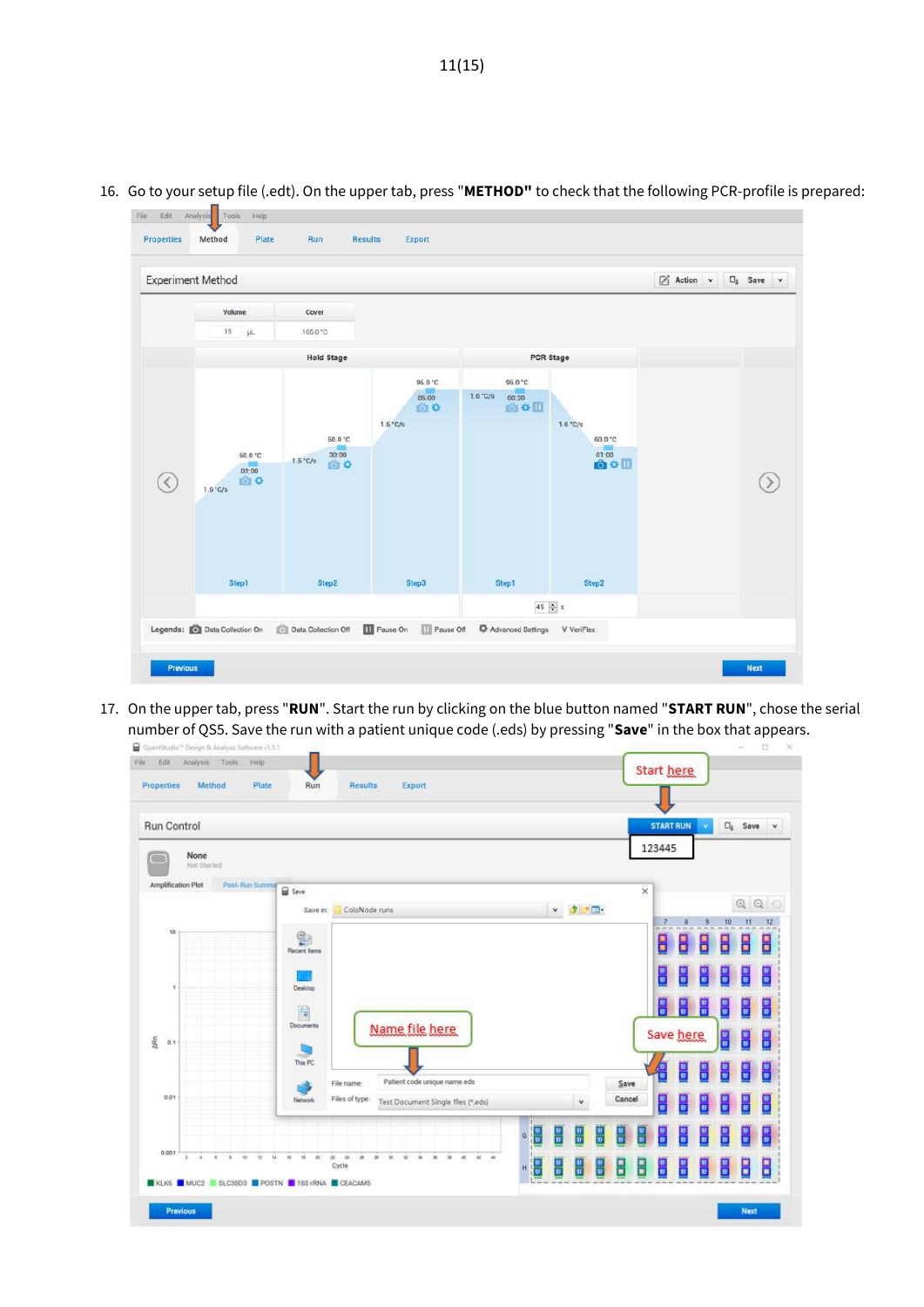16. Go to your setup file (.edt). On the upper tab, press "**METHOD"** to check that the following PCR-profile is prepared:

17. On the upper tab, press "**RUN**". Start the run by clicking on the blue button named "**START RUN**", chose the serial number of QS5. Save the run with a patient unique code (.eds) by pressing "**Save**" in the box that appears.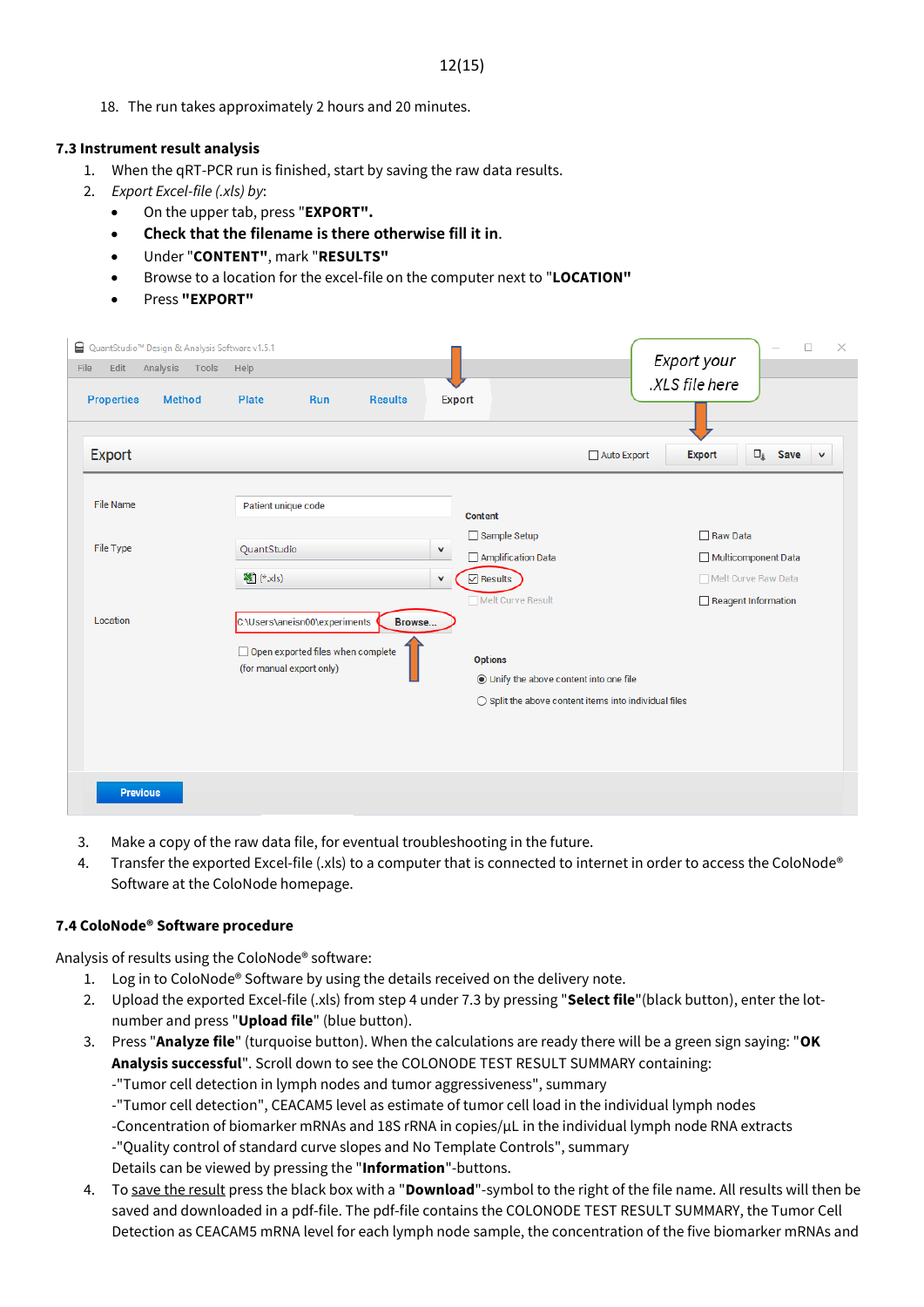18. The run takes approximately 2 hours and 20 minutes.

### 7.3 Instrument result analysis

1. When the qRT-PCR run is finished, start by saving the raw data results.
2. *Export Excel-file (.xls) by*:
   - On the upper tab, press "**EXPORT".**
   - **Check that the filename is there otherwise fill it in**.
   - Under "**CONTENT"**, mark "**RESULTS"**
   - Browse to a location for the excel-file on the computer next to "**LOCATION"**
   - Press **"EXPORT"**

3. Make a copy of the raw data file, for eventual troubleshooting in the future.
4. Transfer the exported Excel-file (.xls) to a computer that is connected to internet in order to access the ColoNode® Software at the ColoNode homepage.

### 7.4 ColoNode® Software procedure

Analysis of results using the ColoNode® software:

1. Log in to ColoNode® Software by using the details received on the delivery note.
2. Upload the exported Excel-file (.xls) from step 4 under 7.3 by pressing "**Select file**"(black button), enter the lot-number and press "**Upload file**" (blue button).
3. Press "**Analyze file**" (turquoise button). When the calculations are ready there will be a green sign saying: "**OK Analysis successful**". Scroll down to see the COLONODE TEST RESULT SUMMARY containing:
   -"Tumor cell detection in lymph nodes and tumor aggressiveness", summary
   -"Tumor cell detection", CEACAM5 level as estimate of tumor cell load in the individual lymph nodes
   -Concentration of biomarker mRNAs and 18S rRNA in copies/µL in the individual lymph node RNA extracts
   -"Quality control of standard curve slopes and No Template Controls", summary
   Details can be viewed by pressing the "**Information**"-buttons.
4. To save the result press the black box with a "**Download**"-symbol to the right of the file name. All results will then be saved and downloaded in a pdf-file. The pdf-file contains the COLONODE TEST RESULT SUMMARY, the Tumor Cell Detection as CEACAM5 mRNA level for each lymph node sample, the concentration of the five biomarker mRNAs and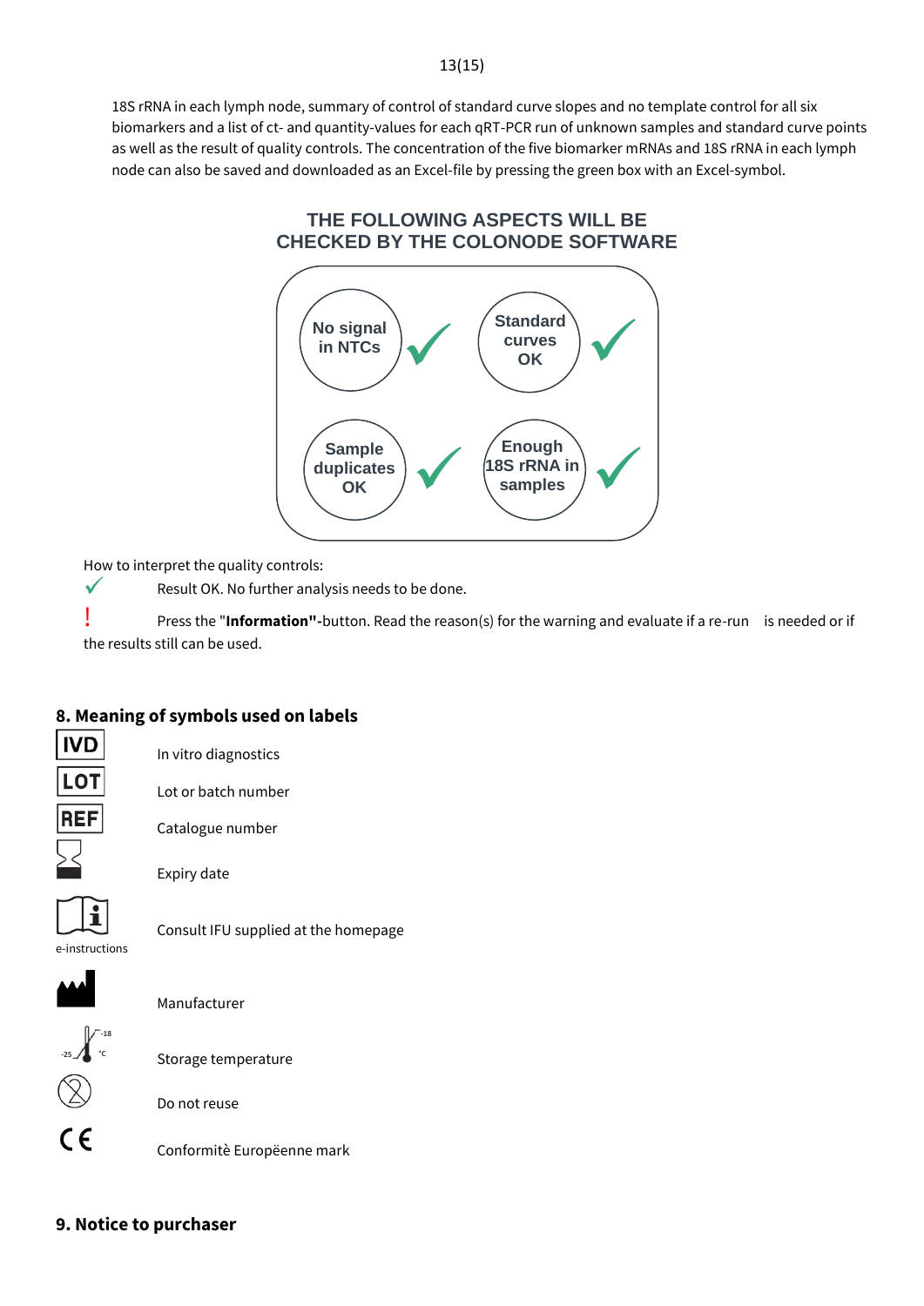18S rRNA in each lymph node, summary of control of standard curve slopes and no template control for all six biomarkers and a list of ct- and quantity-values for each qRT-PCR run of unknown samples and standard curve points as well as the result of quality controls. The concentration of the five biomarker mRNAs and 18S rRNA in each lymph node can also be saved and downloaded as an Excel-file by pressing the green box with an Excel-symbol.

**THE FOLLOWING ASPECTS WILL BE CHECKED BY THE COLONODE SOFTWARE**

- No signal in NTCs ✓
- Standard curves OK ✓
- Sample duplicates OK ✓
- Enough 18S rRNA in samples ✓

How to interpret the quality controls:

✓ Result OK. No further analysis needs to be done.

! Press the "**Information**"-button. Read the reason(s) for the warning and evaluate if a re-run is needed or if the results still can be used.

## 8. Meaning of symbols used on labels

| Symbol | Meaning |
|---|---|
| IVD | In vitro diagnostics |
| LOT | Lot or batch number |
| REF | Catalogue number |
| (hourglass) | Expiry date |
| (book with i) e-instructions | Consult IFU supplied at the homepage |
| (factory) | Manufacturer |
| (thermometer) -25 -18 °C | Storage temperature |
| (crossed 2) | Do not reuse |
| CE | Conformitè Europëenne mark |

## 9. Notice to purchaser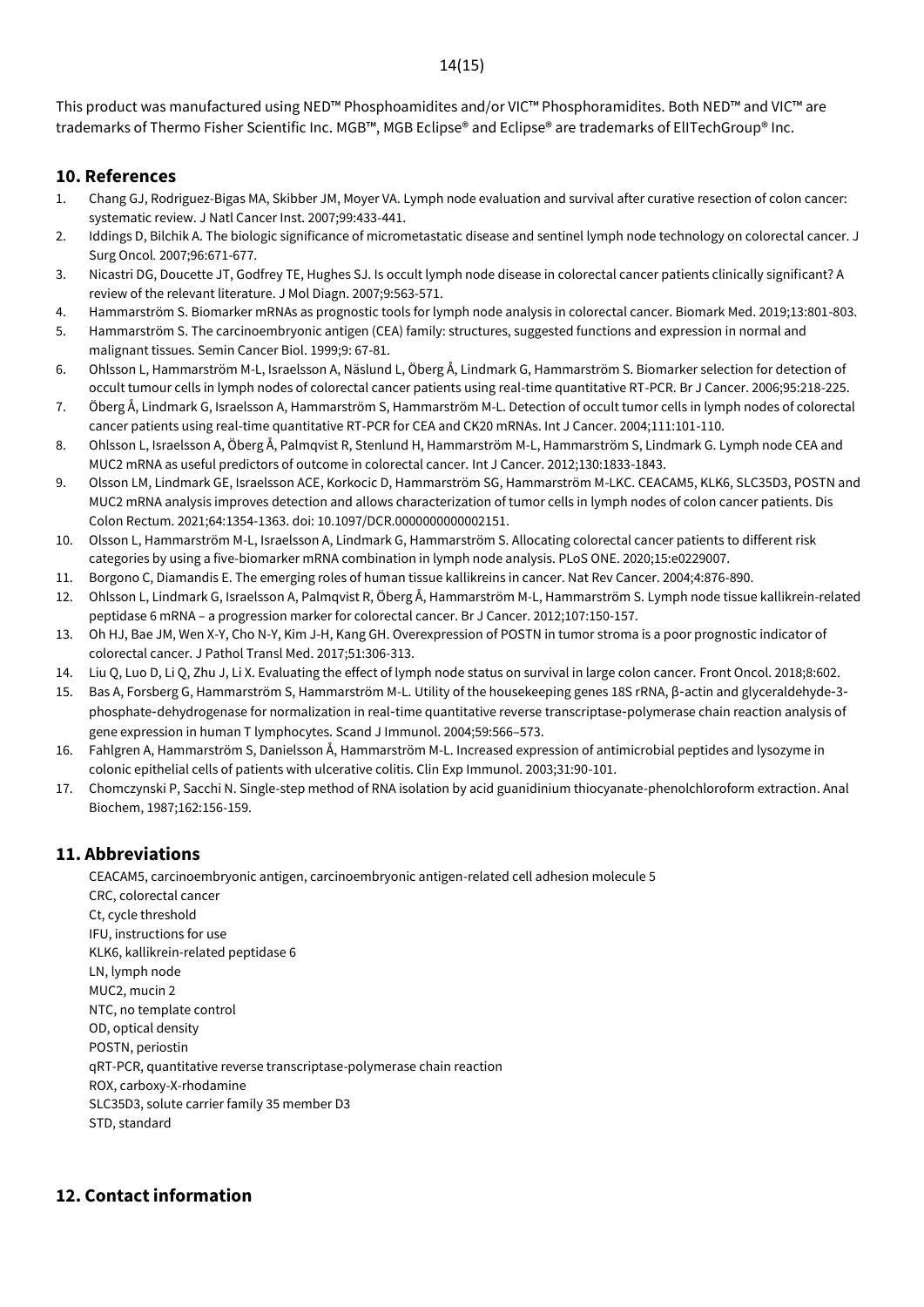This product was manufactured using NED™ Phosphoamidites and/or VIC™ Phosphoramidites. Both NED™ and VIC™ are trademarks of Thermo Fisher Scientific Inc. MGB™, MGB Eclipse® and Eclipse® are trademarks of ElITechGroup® Inc.

## 10. References

1. Chang GJ, Rodriguez-Bigas MA, Skibber JM, Moyer VA. Lymph node evaluation and survival after curative resection of colon cancer: systematic review. J Natl Cancer Inst. 2007;99:433-441.
2. Iddings D, Bilchik A. The biologic significance of micrometastatic disease and sentinel lymph node technology on colorectal cancer. J Surg Oncol. 2007;96:671-677.
3. Nicastri DG, Doucette JT, Godfrey TE, Hughes SJ. Is occult lymph node disease in colorectal cancer patients clinically significant? A review of the relevant literature. J Mol Diagn. 2007;9:563-571.
4. Hammarström S. Biomarker mRNAs as prognostic tools for lymph node analysis in colorectal cancer. Biomark Med. 2019;13:801-803.
5. Hammarström S. The carcinoembryonic antigen (CEA) family: structures, suggested functions and expression in normal and malignant tissues. Semin Cancer Biol. 1999;9: 67-81.
6. Ohlsson L, Hammarström M-L, Israelsson A, Näslund L, Öberg Å, Lindmark G, Hammarström S. Biomarker selection for detection of occult tumour cells in lymph nodes of colorectal cancer patients using real-time quantitative RT-PCR. Br J Cancer. 2006;95:218-225.
7. Öberg Å, Lindmark G, Israelsson A, Hammarström S, Hammarström M-L. Detection of occult tumor cells in lymph nodes of colorectal cancer patients using real-time quantitative RT-PCR for CEA and CK20 mRNAs. Int J Cancer. 2004;111:101-110.
8. Ohlsson L, Israelsson A, Öberg Å, Palmqvist R, Stenlund H, Hammarström M-L, Hammarström S, Lindmark G. Lymph node CEA and MUC2 mRNA as useful predictors of outcome in colorectal cancer. Int J Cancer. 2012;130:1833-1843.
9. Olsson LM, Lindmark GE, Israelsson ACE, Korkocic D, Hammarström SG, Hammarström M-LKC. CEACAM5, KLK6, SLC35D3, POSTN and MUC2 mRNA analysis improves detection and allows characterization of tumor cells in lymph nodes of colon cancer patients. Dis Colon Rectum. 2021;64:1354-1363. doi: 10.1097/DCR.0000000000002151.
10. Olsson L, Hammarström M-L, Israelsson A, Lindmark G, Hammarström S. Allocating colorectal cancer patients to different risk categories by using a five-biomarker mRNA combination in lymph node analysis. PLoS ONE. 2020;15:e0229007.
11. Borgono C, Diamandis E. The emerging roles of human tissue kallikreins in cancer. Nat Rev Cancer. 2004;4:876-890.
12. Ohlsson L, Lindmark G, Israelsson A, Palmqvist R, Öberg Å, Hammarström M-L, Hammarström S. Lymph node tissue kallikrein-related peptidase 6 mRNA – a progression marker for colorectal cancer. Br J Cancer. 2012;107:150-157.
13. Oh HJ, Bae JM, Wen X-Y, Cho N-Y, Kim J-H, Kang GH. Overexpression of POSTN in tumor stroma is a poor prognostic indicator of colorectal cancer. J Pathol Transl Med. 2017;51:306-313.
14. Liu Q, Luo D, Li Q, Zhu J, Li X. Evaluating the effect of lymph node status on survival in large colon cancer. Front Oncol. 2018;8:602.
15. Bas A, Forsberg G, Hammarström S, Hammarström M-L. Utility of the housekeeping genes 18S rRNA, β-actin and glyceraldehyde-3-phosphate-dehydrogenase for normalization in real-time quantitative reverse transcriptase-polymerase chain reaction analysis of gene expression in human T lymphocytes. Scand J Immunol. 2004;59:566–573.
16. Fahlgren A, Hammarström S, Danielsson Å, Hammarström M-L. Increased expression of antimicrobial peptides and lysozyme in colonic epithelial cells of patients with ulcerative colitis. Clin Exp Immunol. 2003;31:90-101.
17. Chomczynski P, Sacchi N. Single-step method of RNA isolation by acid guanidinium thiocyanate-phenolchloroform extraction. Anal Biochem, 1987;162:156-159.

## 11. Abbreviations

CEACAM5, carcinoembryonic antigen, carcinoembryonic antigen-related cell adhesion molecule 5
CRC, colorectal cancer
Ct, cycle threshold
IFU, instructions for use
KLK6, kallikrein-related peptidase 6
LN, lymph node
MUC2, mucin 2
NTC, no template control
OD, optical density
POSTN, periostin
qRT-PCR, quantitative reverse transcriptase-polymerase chain reaction
ROX, carboxy-X-rhodamine
SLC35D3, solute carrier family 35 member D3
STD, standard

## 12. Contact information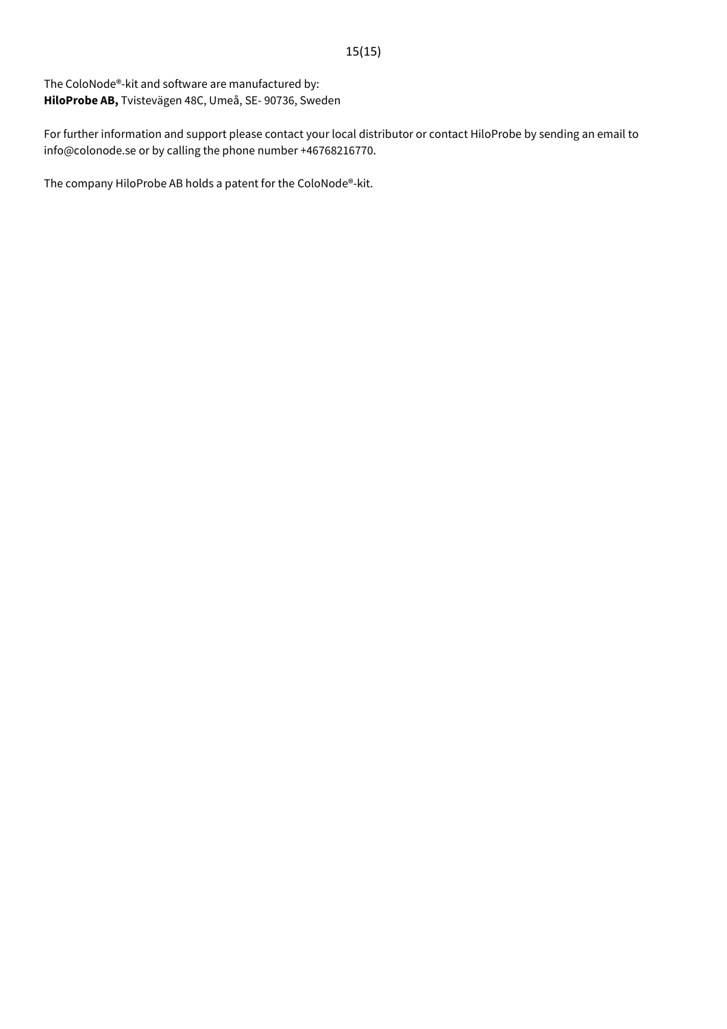The ColoNode®-kit and software are manufactured by:
**HiloProbe AB,** Tvistevägen 48C, Umeå, SE- 90736, Sweden

For further information and support please contact your local distributor or contact HiloProbe by sending an email to info@colonode.se or by calling the phone number +46768216770.

The company HiloProbe AB holds a patent for the ColoNode®-kit.